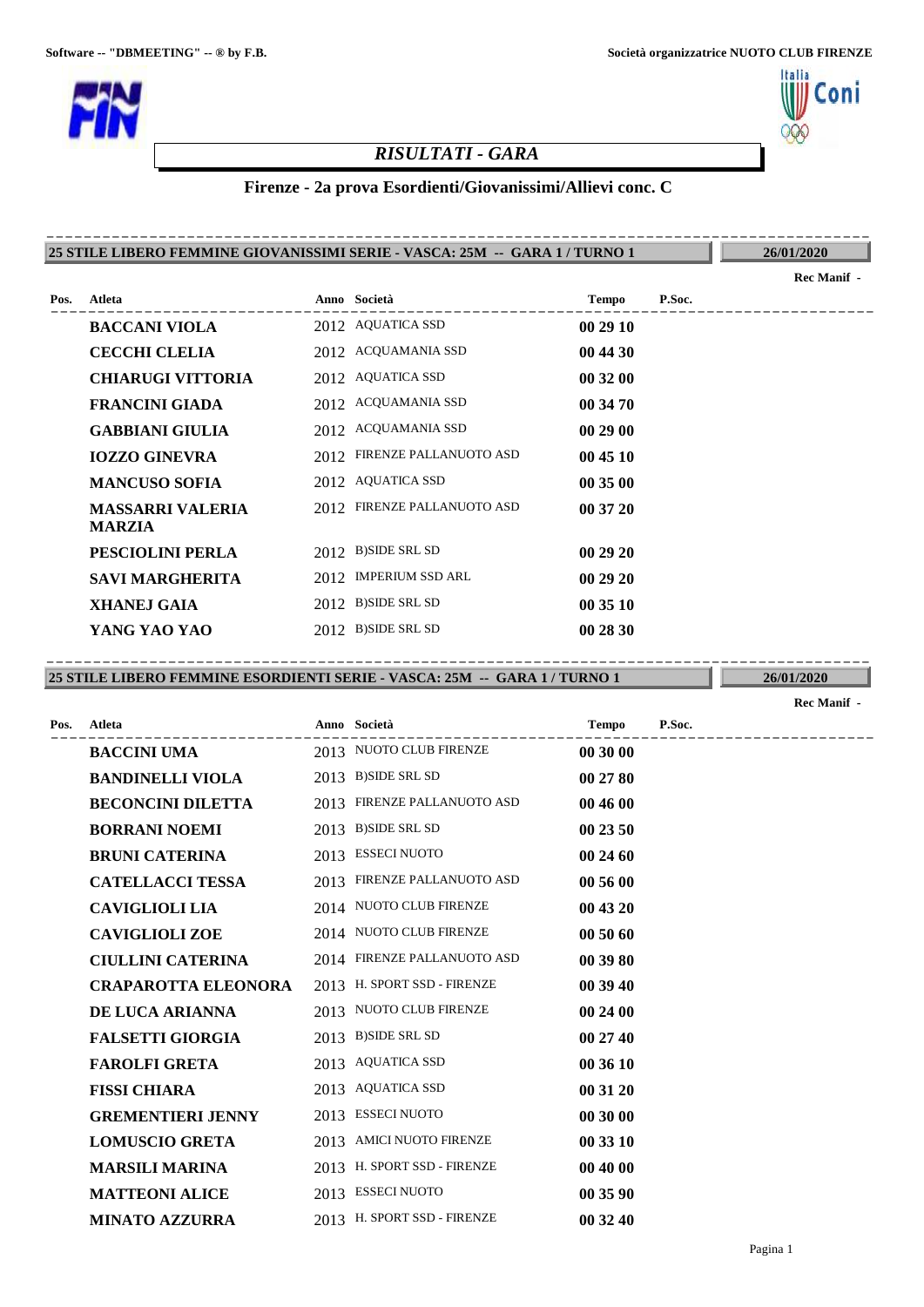Software -- "DBMEETING" -- ® by F.B.

Società organizzatrice NUOTO CLUB FIRENZE

# *RISULTATI - GARA*

## Firenze - 2a prova Esordienti/Giovanissimi/Allievi conc. C

### 25 STILE LIBERO FEMMINE GIOVANISSIMI SERIE - VASCA: 25M -- GARA 1 / TURNO 1

26/01/2020

Rec Manif -

| Pos. | Atleta | Anno | Società | Tempo | P.Soc. |
|---|---|---|---|---|---|
| | **BACCANI VIOLA** | 2012 | AQUATICA SSD | **00 29 10** | |
| | **CECCHI CLELIA** | 2012 | ACQUAMANIA SSD | **00 44 30** | |
| | **CHIARUGI VITTORIA** | 2012 | AQUATICA SSD | **00 32 00** | |
| | **FRANCINI GIADA** | 2012 | ACQUAMANIA SSD | **00 34 70** | |
| | **GABBIANI GIULIA** | 2012 | ACQUAMANIA SSD | **00 29 00** | |
| | **IOZZO GINEVRA** | 2012 | FIRENZE PALLANUOTO ASD | **00 45 10** | |
| | **MANCUSO SOFIA** | 2012 | AQUATICA SSD | **00 35 00** | |
| | **MASSARRI VALERIA MARZIA** | 2012 | FIRENZE PALLANUOTO ASD | **00 37 20** | |
| | **PESCIOLINI PERLA** | 2012 | B)SIDE SRL SD | **00 29 20** | |
| | **SAVI MARGHERITA** | 2012 | IMPERIUM SSD ARL | **00 29 20** | |
| | **XHANEJ GAIA** | 2012 | B)SIDE SRL SD | **00 35 10** | |
| | **YANG YAO YAO** | 2012 | B)SIDE SRL SD | **00 28 30** | |

### 25 STILE LIBERO FEMMINE ESORDIENTI SERIE - VASCA: 25M -- GARA 1 / TURNO 1

26/01/2020

Rec Manif -

| Pos. | Atleta | Anno | Società | Tempo | P.Soc. |
|---|---|---|---|---|---|
| | **BACCINI UMA** | 2013 | NUOTO CLUB FIRENZE | **00 30 00** | |
| | **BANDINELLI VIOLA** | 2013 | B)SIDE SRL SD | **00 27 80** | |
| | **BECONCINI DILETTA** | 2013 | FIRENZE PALLANUOTO ASD | **00 46 00** | |
| | **BORRANI NOEMI** | 2013 | B)SIDE SRL SD | **00 23 50** | |
| | **BRUNI CATERINA** | 2013 | ESSECI NUOTO | **00 24 60** | |
| | **CATELLACCI TESSA** | 2013 | FIRENZE PALLANUOTO ASD | **00 56 00** | |
| | **CAVIGLIOLI LIA** | 2014 | NUOTO CLUB FIRENZE | **00 43 20** | |
| | **CAVIGLIOLI ZOE** | 2014 | NUOTO CLUB FIRENZE | **00 50 60** | |
| | **CIULLINI CATERINA** | 2014 | FIRENZE PALLANUOTO ASD | **00 39 80** | |
| | **CRAPAROTTA ELEONORA** | 2013 | H. SPORT SSD - FIRENZE | **00 39 40** | |
| | **DE LUCA ARIANNA** | 2013 | NUOTO CLUB FIRENZE | **00 24 00** | |
| | **FALSETTI GIORGIA** | 2013 | B)SIDE SRL SD | **00 27 40** | |
| | **FAROLFI GRETA** | 2013 | AQUATICA SSD | **00 36 10** | |
| | **FISSI CHIARA** | 2013 | AQUATICA SSD | **00 31 20** | |
| | **GREMENTIERI JENNY** | 2013 | ESSECI NUOTO | **00 30 00** | |
| | **LOMUSCIO GRETA** | 2013 | AMICI NUOTO FIRENZE | **00 33 10** | |
| | **MARSILI MARINA** | 2013 | H. SPORT SSD - FIRENZE | **00 40 00** | |
| | **MATTEONI ALICE** | 2013 | ESSECI NUOTO | **00 35 90** | |
| | **MINATO AZZURRA** | 2013 | H. SPORT SSD - FIRENZE | **00 32 40** | |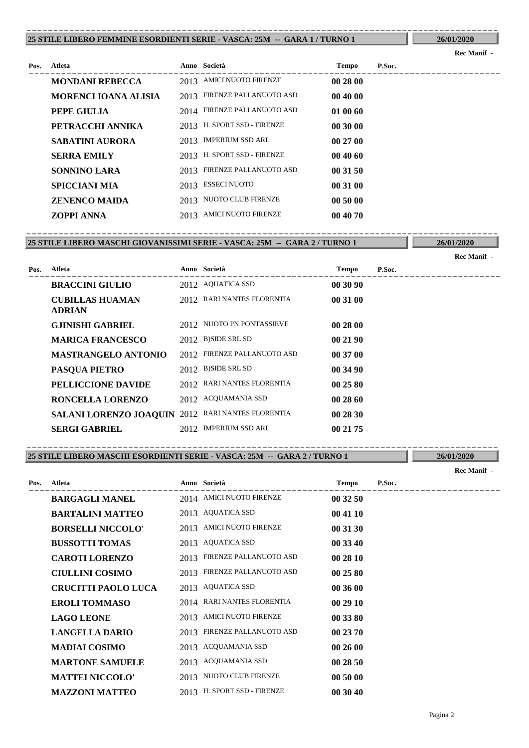## 25 STILE LIBERO FEMMINE ESORDIENTI SERIE - VASCA: 25M -- GARA 1 / TURNO 1

**26/01/2020**

**Rec Manif -**

| Pos. | Atleta | Anno | Società | Tempo | P.Soc. |
|---|---|---|---|---|---|
| | **MONDANI REBECCA** | 2013 | AMICI NUOTO FIRENZE | **00 28 00** | |
| | **MORENCI IOANA ALISIA** | 2013 | FIRENZE PALLANUOTO ASD | **00 40 00** | |
| | **PEPE GIULIA** | 2014 | FIRENZE PALLANUOTO ASD | **01 00 60** | |
| | **PETRACCHI ANNIKA** | 2013 | H. SPORT SSD - FIRENZE | **00 30 00** | |
| | **SABATINI AURORA** | 2013 | IMPERIUM SSD ARL | **00 27 00** | |
| | **SERRA EMILY** | 2013 | H. SPORT SSD - FIRENZE | **00 40 60** | |
| | **SONNINO LARA** | 2013 | FIRENZE PALLANUOTO ASD | **00 31 50** | |
| | **SPICCIANI MIA** | 2013 | ESSECI NUOTO | **00 31 00** | |
| | **ZENENCO MAIDA** | 2013 | NUOTO CLUB FIRENZE | **00 50 00** | |
| | **ZOPPI ANNA** | 2013 | AMICI NUOTO FIRENZE | **00 40 70** | |

## 25 STILE LIBERO MASCHI GIOVANISSIMI SERIE - VASCA: 25M -- GARA 2 / TURNO 1

**26/01/2020**

**Rec Manif -**

| Pos. | Atleta | Anno | Società | Tempo | P.Soc. |
|---|---|---|---|---|---|
| | **BRACCINI GIULIO** | 2012 | AQUATICA SSD | **00 30 90** | |
| | **CUBILLAS HUAMAN ADRIAN** | 2012 | RARI NANTES FLORENTIA | **00 31 00** | |
| | **GJINISHI GABRIEL** | 2012 | NUOTO PN PONTASSIEVE | **00 28 00** | |
| | **MARICA FRANCESCO** | 2012 | B)SIDE SRL SD | **00 21 90** | |
| | **MASTRANGELO ANTONIO** | 2012 | FIRENZE PALLANUOTO ASD | **00 37 00** | |
| | **PASQUA PIETRO** | 2012 | B)SIDE SRL SD | **00 34 90** | |
| | **PELLICCIONE DAVIDE** | 2012 | RARI NANTES FLORENTIA | **00 25 80** | |
| | **RONCELLA LORENZO** | 2012 | ACQUAMANIA SSD | **00 28 60** | |
| | **SALANI LORENZO JOAQUIN** | 2012 | RARI NANTES FLORENTIA | **00 28 30** | |
| | **SERGI GABRIEL** | 2012 | IMPERIUM SSD ARL | **00 21 75** | |

## 25 STILE LIBERO MASCHI ESORDIENTI SERIE - VASCA: 25M -- GARA 2 / TURNO 1

**26/01/2020**

**Rec Manif -**

| Pos. | Atleta | Anno | Società | Tempo | P.Soc. |
|---|---|---|---|---|---|
| | **BARGAGLI MANEL** | 2014 | AMICI NUOTO FIRENZE | **00 32 50** | |
| | **BARTALINI MATTEO** | 2013 | AQUATICA SSD | **00 41 10** | |
| | **BORSELLI NICCOLO'** | 2013 | AMICI NUOTO FIRENZE | **00 31 30** | |
| | **BUSSOTTI TOMAS** | 2013 | AQUATICA SSD | **00 33 40** | |
| | **CAROTI LORENZO** | 2013 | FIRENZE PALLANUOTO ASD | **00 28 10** | |
| | **CIULLINI COSIMO** | 2013 | FIRENZE PALLANUOTO ASD | **00 25 80** | |
| | **CRUCITTI PAOLO LUCA** | 2013 | AQUATICA SSD | **00 36 00** | |
| | **EROLI TOMMASO** | 2014 | RARI NANTES FLORENTIA | **00 29 10** | |
| | **LAGO LEONE** | 2013 | AMICI NUOTO FIRENZE | **00 33 80** | |
| | **LANGELLA DARIO** | 2013 | FIRENZE PALLANUOTO ASD | **00 23 70** | |
| | **MADIAI COSIMO** | 2013 | ACQUAMANIA SSD | **00 26 00** | |
| | **MARTONE SAMUELE** | 2013 | ACQUAMANIA SSD | **00 28 50** | |
| | **MATTEI NICCOLO'** | 2013 | NUOTO CLUB FIRENZE | **00 50 00** | |
| | **MAZZONI MATTEO** | 2013 | H. SPORT SSD - FIRENZE | **00 30 40** | |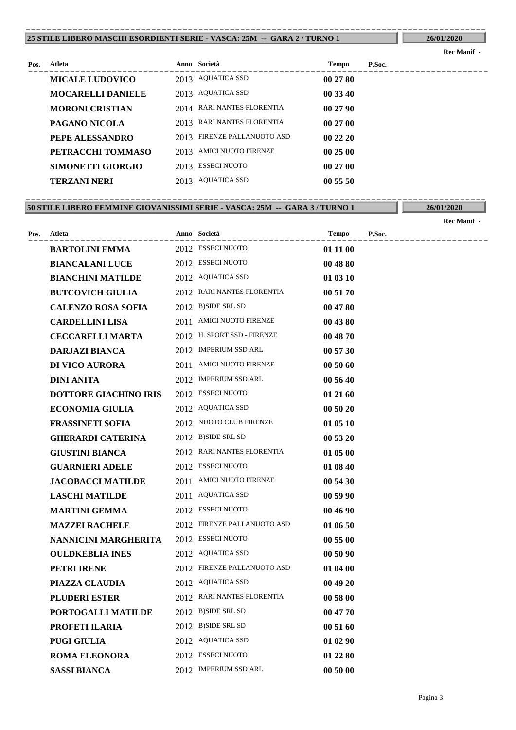## 25 STILE LIBERO MASCHI ESORDIENTI SERIE - VASCA: 25M -- GARA 2 / TURNO 1

26/01/2020

Rec Manif -

| Pos. | Atleta | Anno | Società | Tempo | P.Soc. |
|---|---|---|---|---|---|
| | **MICALE LUDOVICO** | 2013 | AQUATICA SSD | **00 27 80** | |
| | **MOCARELLI DANIELE** | 2013 | AQUATICA SSD | **00 33 40** | |
| | **MORONI CRISTIAN** | 2014 | RARI NANTES FLORENTIA | **00 27 90** | |
| | **PAGANO NICOLA** | 2013 | RARI NANTES FLORENTIA | **00 27 00** | |
| | **PEPE ALESSANDRO** | 2013 | FIRENZE PALLANUOTO ASD | **00 22 20** | |
| | **PETRACCHI TOMMASO** | 2013 | AMICI NUOTO FIRENZE | **00 25 00** | |
| | **SIMONETTI GIORGIO** | 2013 | ESSECI NUOTO | **00 27 00** | |
| | **TERZANI NERI** | 2013 | AQUATICA SSD | **00 55 50** | |

## 50 STILE LIBERO FEMMINE GIOVANISSIMI SERIE - VASCA: 25M -- GARA 3 / TURNO 1

26/01/2020

Rec Manif -

| Pos. | Atleta | Anno | Società | Tempo | P.Soc. |
|---|---|---|---|---|---|
| | **BARTOLINI EMMA** | 2012 | ESSECI NUOTO | **01 11 00** | |
| | **BIANCALANI LUCE** | 2012 | ESSECI NUOTO | **00 48 80** | |
| | **BIANCHINI MATILDE** | 2012 | AQUATICA SSD | **01 03 10** | |
| | **BUTCOVICH GIULIA** | 2012 | RARI NANTES FLORENTIA | **00 51 70** | |
| | **CALENZO ROSA SOFIA** | 2012 | B)SIDE SRL SD | **00 47 80** | |
| | **CARDELLINI LISA** | 2011 | AMICI NUOTO FIRENZE | **00 43 80** | |
| | **CECCARELLI MARTA** | 2012 | H. SPORT SSD - FIRENZE | **00 48 70** | |
| | **DARJAZI BIANCA** | 2012 | IMPERIUM SSD ARL | **00 57 30** | |
| | **DI VICO AURORA** | 2011 | AMICI NUOTO FIRENZE | **00 50 60** | |
| | **DINI ANITA** | 2012 | IMPERIUM SSD ARL | **00 56 40** | |
| | **DOTTORE GIACHINO IRIS** | 2012 | ESSECI NUOTO | **01 21 60** | |
| | **ECONOMIA GIULIA** | 2012 | AQUATICA SSD | **00 50 20** | |
| | **FRASSINETI SOFIA** | 2012 | NUOTO CLUB FIRENZE | **01 05 10** | |
| | **GHERARDI CATERINA** | 2012 | B)SIDE SRL SD | **00 53 20** | |
| | **GIUSTINI BIANCA** | 2012 | RARI NANTES FLORENTIA | **01 05 00** | |
| | **GUARNIERI ADELE** | 2012 | ESSECI NUOTO | **01 08 40** | |
| | **JACOBACCI MATILDE** | 2011 | AMICI NUOTO FIRENZE | **00 54 30** | |
| | **LASCHI MATILDE** | 2011 | AQUATICA SSD | **00 59 90** | |
| | **MARTINI GEMMA** | 2012 | ESSECI NUOTO | **00 46 90** | |
| | **MAZZEI RACHELE** | 2012 | FIRENZE PALLANUOTO ASD | **01 06 50** | |
| | **NANNICINI MARGHERITA** | 2012 | ESSECI NUOTO | **00 55 00** | |
| | **OULDKEBLIA INES** | 2012 | AQUATICA SSD | **00 50 90** | |
| | **PETRI IRENE** | 2012 | FIRENZE PALLANUOTO ASD | **01 04 00** | |
| | **PIAZZA CLAUDIA** | 2012 | AQUATICA SSD | **00 49 20** | |
| | **PLUDERI ESTER** | 2012 | RARI NANTES FLORENTIA | **00 58 00** | |
| | **PORTOGALLI MATILDE** | 2012 | B)SIDE SRL SD | **00 47 70** | |
| | **PROFETI ILARIA** | 2012 | B)SIDE SRL SD | **00 51 60** | |
| | **PUGI GIULIA** | 2012 | AQUATICA SSD | **01 02 90** | |
| | **ROMA ELEONORA** | 2012 | ESSECI NUOTO | **01 22 80** | |
| | **SASSI BIANCA** | 2012 | IMPERIUM SSD ARL | **00 50 00** | |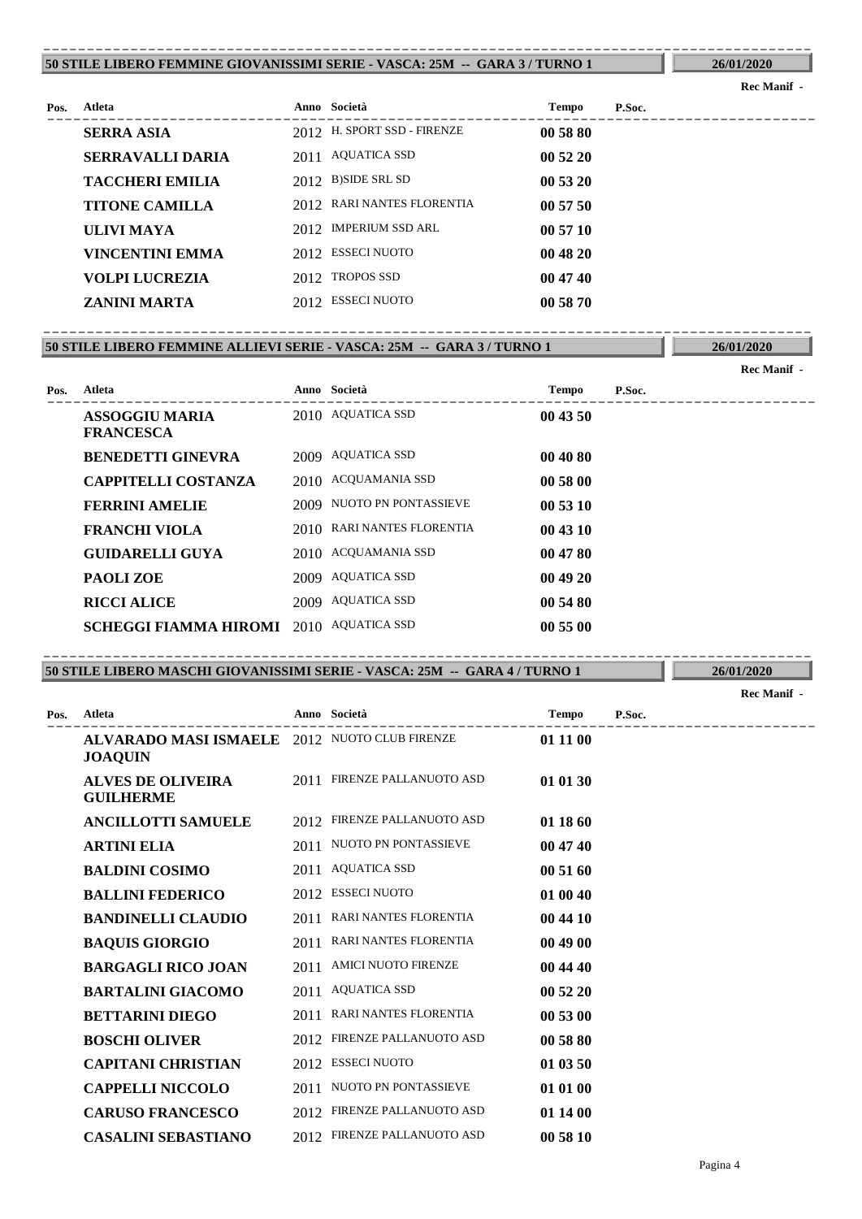## 50 STILE LIBERO FEMMINE GIOVANISSIMI SERIE - VASCA: 25M -- GARA 3 / TURNO 1

**26/01/2020**

**Rec Manif -**

| Pos. | Atleta | Anno | Società | Tempo | P.Soc. |
|---|---|---|---|---|---|
| | **SERRA ASIA** | 2012 | H. SPORT SSD - FIRENZE | **00 58 80** | |
| | **SERRAVALLI DARIA** | 2011 | AQUATICA SSD | **00 52 20** | |
| | **TACCHERI EMILIA** | 2012 | B)SIDE SRL SD | **00 53 20** | |
| | **TITONE CAMILLA** | 2012 | RARI NANTES FLORENTIA | **00 57 50** | |
| | **ULIVI MAYA** | 2012 | IMPERIUM SSD ARL | **00 57 10** | |
| | **VINCENTINI EMMA** | 2012 | ESSECI NUOTO | **00 48 20** | |
| | **VOLPI LUCREZIA** | 2012 | TROPOS SSD | **00 47 40** | |
| | **ZANINI MARTA** | 2012 | ESSECI NUOTO | **00 58 70** | |

## 50 STILE LIBERO FEMMINE ALLIEVI SERIE - VASCA: 25M -- GARA 3 / TURNO 1

**26/01/2020**

**Rec Manif -**

| Pos. | Atleta | Anno | Società | Tempo | P.Soc. |
|---|---|---|---|---|---|
| | **ASSOGGIU MARIA FRANCESCA** | 2010 | AQUATICA SSD | **00 43 50** | |
| | **BENEDETTI GINEVRA** | 2009 | AQUATICA SSD | **00 40 80** | |
| | **CAPPITELLI COSTANZA** | 2010 | ACQUAMANIA SSD | **00 58 00** | |
| | **FERRINI AMELIE** | 2009 | NUOTO PN PONTASSIEVE | **00 53 10** | |
| | **FRANCHI VIOLA** | 2010 | RARI NANTES FLORENTIA | **00 43 10** | |
| | **GUIDARELLI GUYA** | 2010 | ACQUAMANIA SSD | **00 47 80** | |
| | **PAOLI ZOE** | 2009 | AQUATICA SSD | **00 49 20** | |
| | **RICCI ALICE** | 2009 | AQUATICA SSD | **00 54 80** | |
| | **SCHEGGI FIAMMA HIROMI** | 2010 | AQUATICA SSD | **00 55 00** | |

## 50 STILE LIBERO MASCHI GIOVANISSIMI SERIE - VASCA: 25M -- GARA 4 / TURNO 1

**26/01/2020**

**Rec Manif -**

| Pos. | Atleta | Anno | Società | Tempo | P.Soc. |
|---|---|---|---|---|---|
| | **ALVARADO MASI ISMAELE JOAQUIN** | 2012 | NUOTO CLUB FIRENZE | **01 11 00** | |
| | **ALVES DE OLIVEIRA GUILHERME** | 2011 | FIRENZE PALLANUOTO ASD | **01 01 30** | |
| | **ANCILLOTTI SAMUELE** | 2012 | FIRENZE PALLANUOTO ASD | **01 18 60** | |
| | **ARTINI ELIA** | 2011 | NUOTO PN PONTASSIEVE | **00 47 40** | |
| | **BALDINI COSIMO** | 2011 | AQUATICA SSD | **00 51 60** | |
| | **BALLINI FEDERICO** | 2012 | ESSECI NUOTO | **01 00 40** | |
| | **BANDINELLI CLAUDIO** | 2011 | RARI NANTES FLORENTIA | **00 44 10** | |
| | **BAQUIS GIORGIO** | 2011 | RARI NANTES FLORENTIA | **00 49 00** | |
| | **BARGAGLI RICO JOAN** | 2011 | AMICI NUOTO FIRENZE | **00 44 40** | |
| | **BARTALINI GIACOMO** | 2011 | AQUATICA SSD | **00 52 20** | |
| | **BETTARINI DIEGO** | 2011 | RARI NANTES FLORENTIA | **00 53 00** | |
| | **BOSCHI OLIVER** | 2012 | FIRENZE PALLANUOTO ASD | **00 58 80** | |
| | **CAPITANI CHRISTIAN** | 2012 | ESSECI NUOTO | **01 03 50** | |
| | **CAPPELLI NICCOLO** | 2011 | NUOTO PN PONTASSIEVE | **01 01 00** | |
| | **CARUSO FRANCESCO** | 2012 | FIRENZE PALLANUOTO ASD | **01 14 00** | |
| | **CASALINI SEBASTIANO** | 2012 | FIRENZE PALLANUOTO ASD | **00 58 10** | |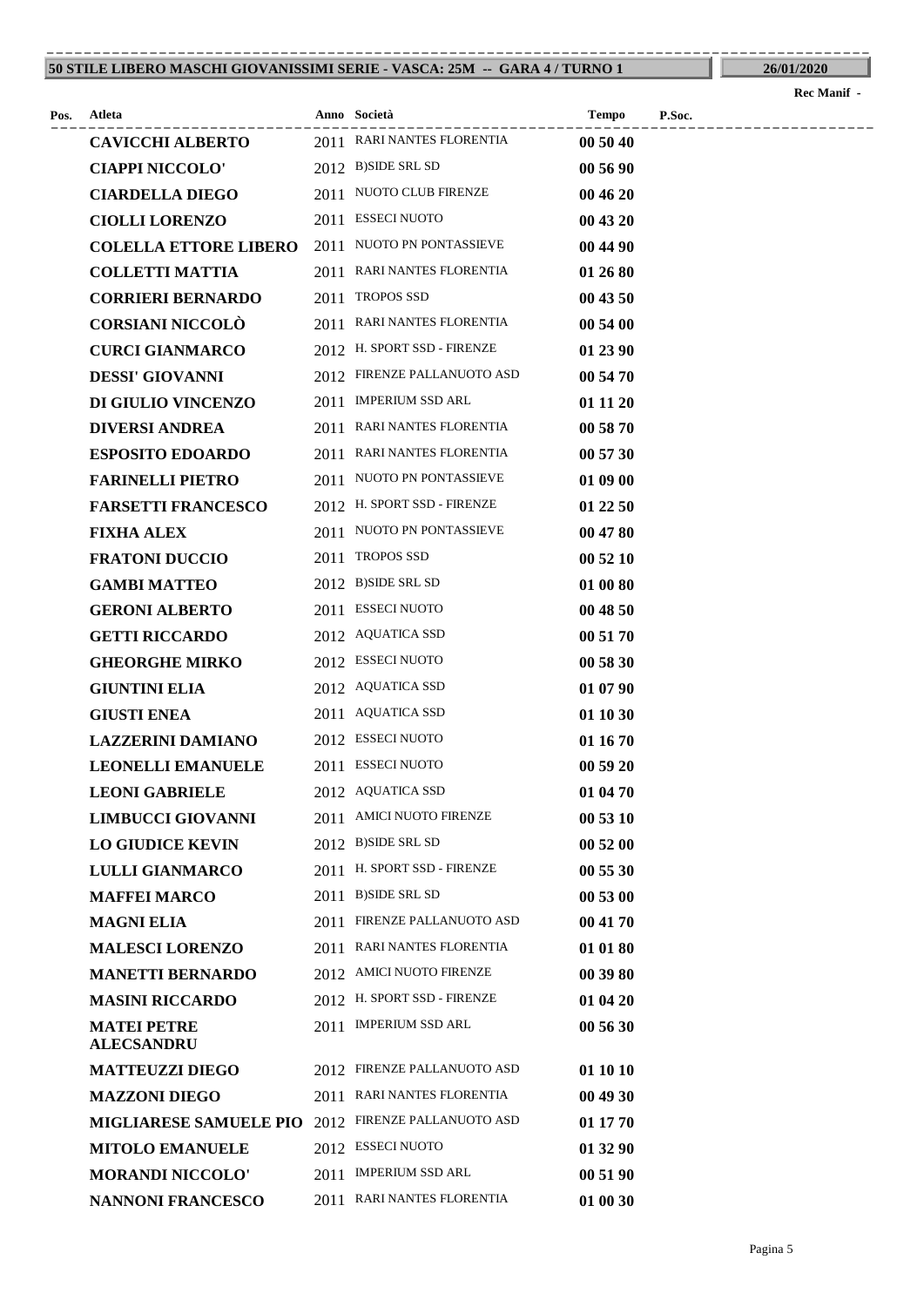**50 STILE LIBERO MASCHI GIOVANISSIMI SERIE - VASCA: 25M -- GARA 4 / TURNO 1** 26/01/2020

Rec Manif -

| Pos. | Atleta | Anno | Società | Tempo | P.Soc. |
|---|---|---|---|---|---|
| | **CAVICCHI ALBERTO** | 2011 | RARI NANTES FLORENTIA | **00 50 40** | |
| | **CIAPPI NICCOLO'** | 2012 | B)SIDE SRL SD | **00 56 90** | |
| | **CIARDELLA DIEGO** | 2011 | NUOTO CLUB FIRENZE | **00 46 20** | |
| | **CIOLLI LORENZO** | 2011 | ESSECI NUOTO | **00 43 20** | |
| | **COLELLA ETTORE LIBERO** | 2011 | NUOTO PN PONTASSIEVE | **00 44 90** | |
| | **COLLETTI MATTIA** | 2011 | RARI NANTES FLORENTIA | **01 26 80** | |
| | **CORRIERI BERNARDO** | 2011 | TROPOS SSD | **00 43 50** | |
| | **CORSIANI NICCOLÒ** | 2011 | RARI NANTES FLORENTIA | **00 54 00** | |
| | **CURCI GIANMARCO** | 2012 | H. SPORT SSD - FIRENZE | **01 23 90** | |
| | **DESSI' GIOVANNI** | 2012 | FIRENZE PALLANUOTO ASD | **00 54 70** | |
| | **DI GIULIO VINCENZO** | 2011 | IMPERIUM SSD ARL | **01 11 20** | |
| | **DIVERSI ANDREA** | 2011 | RARI NANTES FLORENTIA | **00 58 70** | |
| | **ESPOSITO EDOARDO** | 2011 | RARI NANTES FLORENTIA | **00 57 30** | |
| | **FARINELLI PIETRO** | 2011 | NUOTO PN PONTASSIEVE | **01 09 00** | |
| | **FARSETTI FRANCESCO** | 2012 | H. SPORT SSD - FIRENZE | **01 22 50** | |
| | **FIXHA ALEX** | 2011 | NUOTO PN PONTASSIEVE | **00 47 80** | |
| | **FRATONI DUCCIO** | 2011 | TROPOS SSD | **00 52 10** | |
| | **GAMBI MATTEO** | 2012 | B)SIDE SRL SD | **01 00 80** | |
| | **GERONI ALBERTO** | 2011 | ESSECI NUOTO | **00 48 50** | |
| | **GETTI RICCARDO** | 2012 | AQUATICA SSD | **00 51 70** | |
| | **GHEORGHE MIRKO** | 2012 | ESSECI NUOTO | **00 58 30** | |
| | **GIUNTINI ELIA** | 2012 | AQUATICA SSD | **01 07 90** | |
| | **GIUSTI ENEA** | 2011 | AQUATICA SSD | **01 10 30** | |
| | **LAZZERINI DAMIANO** | 2012 | ESSECI NUOTO | **01 16 70** | |
| | **LEONELLI EMANUELE** | 2011 | ESSECI NUOTO | **00 59 20** | |
| | **LEONI GABRIELE** | 2012 | AQUATICA SSD | **01 04 70** | |
| | **LIMBUCCI GIOVANNI** | 2011 | AMICI NUOTO FIRENZE | **00 53 10** | |
| | **LO GIUDICE KEVIN** | 2012 | B)SIDE SRL SD | **00 52 00** | |
| | **LULLI GIANMARCO** | 2011 | H. SPORT SSD - FIRENZE | **00 55 30** | |
| | **MAFFEI MARCO** | 2011 | B)SIDE SRL SD | **00 53 00** | |
| | **MAGNI ELIA** | 2011 | FIRENZE PALLANUOTO ASD | **00 41 70** | |
| | **MALESCI LORENZO** | 2011 | RARI NANTES FLORENTIA | **01 01 80** | |
| | **MANETTI BERNARDO** | 2012 | AMICI NUOTO FIRENZE | **00 39 80** | |
| | **MASINI RICCARDO** | 2012 | H. SPORT SSD - FIRENZE | **01 04 20** | |
| | **MATEI PETRE ALECSANDRU** | 2011 | IMPERIUM SSD ARL | **00 56 30** | |
| | **MATTEUZZI DIEGO** | 2012 | FIRENZE PALLANUOTO ASD | **01 10 10** | |
| | **MAZZONI DIEGO** | 2011 | RARI NANTES FLORENTIA | **00 49 30** | |
| | **MIGLIARESE SAMUELE PIO** | 2012 | FIRENZE PALLANUOTO ASD | **01 17 70** | |
| | **MITOLO EMANUELE** | 2012 | ESSECI NUOTO | **01 32 90** | |
| | **MORANDI NICCOLO'** | 2011 | IMPERIUM SSD ARL | **00 51 90** | |
| | **NANNONI FRANCESCO** | 2011 | RARI NANTES FLORENTIA | **01 00 30** | |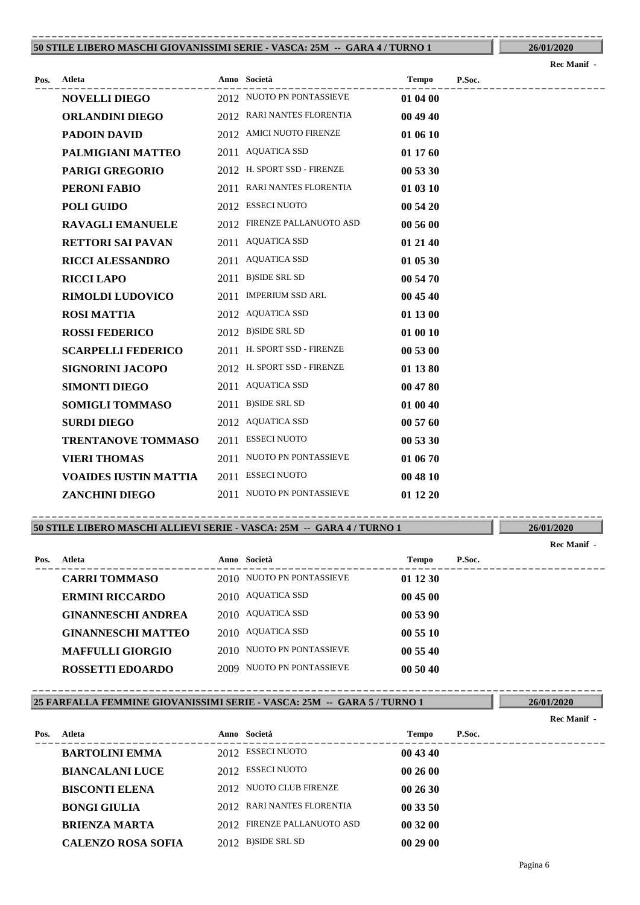## 50 STILE LIBERO MASCHI GIOVANISSIMI SERIE - VASCA: 25M -- GARA 4 / TURNO 1

26/01/2020

Rec Manif -

| Pos. | Atleta | Anno | Società | Tempo | P.Soc. |
|---|---|---|---|---|---|
| | NOVELLI DIEGO | 2012 | NUOTO PN PONTASSIEVE | 01 04 00 | |
| | ORLANDINI DIEGO | 2012 | RARI NANTES FLORENTIA | 00 49 40 | |
| | PADOIN DAVID | 2012 | AMICI NUOTO FIRENZE | 01 06 10 | |
| | PALMIGIANI MATTEO | 2011 | AQUATICA SSD | 01 17 60 | |
| | PARIGI GREGORIO | 2012 | H. SPORT SSD - FIRENZE | 00 53 30 | |
| | PERONI FABIO | 2011 | RARI NANTES FLORENTIA | 01 03 10 | |
| | POLI GUIDO | 2012 | ESSECI NUOTO | 00 54 20 | |
| | RAVAGLI EMANUELE | 2012 | FIRENZE PALLANUOTO ASD | 00 56 00 | |
| | RETTORI SAI PAVAN | 2011 | AQUATICA SSD | 01 21 40 | |
| | RICCI ALESSANDRO | 2011 | AQUATICA SSD | 01 05 30 | |
| | RICCI LAPO | 2011 | B)SIDE SRL SD | 00 54 70 | |
| | RIMOLDI LUDOVICO | 2011 | IMPERIUM SSD ARL | 00 45 40 | |
| | ROSI MATTIA | 2012 | AQUATICA SSD | 01 13 00 | |
| | ROSSI FEDERICO | 2012 | B)SIDE SRL SD | 01 00 10 | |
| | SCARPELLI FEDERICO | 2011 | H. SPORT SSD - FIRENZE | 00 53 00 | |
| | SIGNORINI JACOPO | 2012 | H. SPORT SSD - FIRENZE | 01 13 80 | |
| | SIMONTI DIEGO | 2011 | AQUATICA SSD | 00 47 80 | |
| | SOMIGLI TOMMASO | 2011 | B)SIDE SRL SD | 01 00 40 | |
| | SURDI DIEGO | 2012 | AQUATICA SSD | 00 57 60 | |
| | TRENTANOVE TOMMASO | 2011 | ESSECI NUOTO | 00 53 30 | |
| | VIERI THOMAS | 2011 | NUOTO PN PONTASSIEVE | 01 06 70 | |
| | VOAIDES IUSTIN MATTIA | 2011 | ESSECI NUOTO | 00 48 10 | |
| | ZANCHINI DIEGO | 2011 | NUOTO PN PONTASSIEVE | 01 12 20 | |

## 50 STILE LIBERO MASCHI ALLIEVI SERIE - VASCA: 25M -- GARA 4 / TURNO 1

26/01/2020

Rec Manif -

| Pos. | Atleta | Anno | Società | Tempo | P.Soc. |
|---|---|---|---|---|---|
| | CARRI TOMMASO | 2010 | NUOTO PN PONTASSIEVE | 01 12 30 | |
| | ERMINI RICCARDO | 2010 | AQUATICA SSD | 00 45 00 | |
| | GINANNESCHI ANDREA | 2010 | AQUATICA SSD | 00 53 90 | |
| | GINANNESCHI MATTEO | 2010 | AQUATICA SSD | 00 55 10 | |
| | MAFFULLI GIORGIO | 2010 | NUOTO PN PONTASSIEVE | 00 55 40 | |
| | ROSSETTI EDOARDO | 2009 | NUOTO PN PONTASSIEVE | 00 50 40 | |

## 25 FARFALLA FEMMINE GIOVANISSIMI SERIE - VASCA: 25M -- GARA 5 / TURNO 1

26/01/2020

Rec Manif -

| Pos. | Atleta | Anno | Società | Tempo | P.Soc. |
|---|---|---|---|---|---|
| | BARTOLINI EMMA | 2012 | ESSECI NUOTO | 00 43 40 | |
| | BIANCALANI LUCE | 2012 | ESSECI NUOTO | 00 26 00 | |
| | BISCONTI ELENA | 2012 | NUOTO CLUB FIRENZE | 00 26 30 | |
| | BONGI GIULIA | 2012 | RARI NANTES FLORENTIA | 00 33 50 | |
| | BRIENZA MARTA | 2012 | FIRENZE PALLANUOTO ASD | 00 32 00 | |
| | CALENZO ROSA SOFIA | 2012 | B)SIDE SRL SD | 00 29 00 | |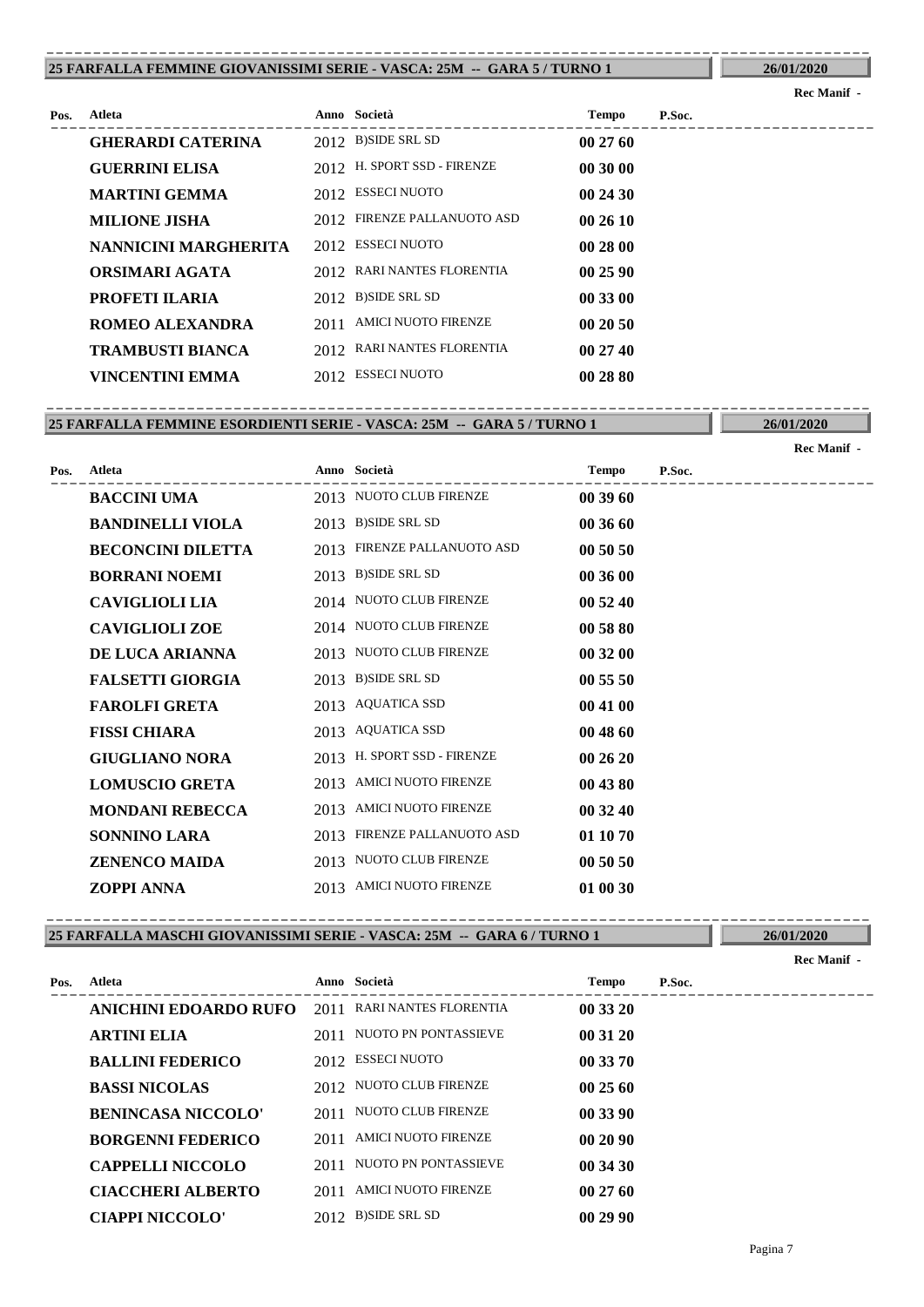## 25 FARFALLA FEMMINE GIOVANISSIMI SERIE - VASCA: 25M -- GARA 5 / TURNO 1

26/01/2020

Rec Manif -

| Pos. | Atleta | Anno | Società | Tempo | P.Soc. |
|---|---|---|---|---|---|
| | **GHERARDI CATERINA** | 2012 | B)SIDE SRL SD | **00 27 60** | |
| | **GUERRINI ELISA** | 2012 | H. SPORT SSD - FIRENZE | **00 30 00** | |
| | **MARTINI GEMMA** | 2012 | ESSECI NUOTO | **00 24 30** | |
| | **MILIONE JISHA** | 2012 | FIRENZE PALLANUOTO ASD | **00 26 10** | |
| | **NANNICINI MARGHERITA** | 2012 | ESSECI NUOTO | **00 28 00** | |
| | **ORSIMARI AGATA** | 2012 | RARI NANTES FLORENTIA | **00 25 90** | |
| | **PROFETI ILARIA** | 2012 | B)SIDE SRL SD | **00 33 00** | |
| | **ROMEO ALEXANDRA** | 2011 | AMICI NUOTO FIRENZE | **00 20 50** | |
| | **TRAMBUSTI BIANCA** | 2012 | RARI NANTES FLORENTIA | **00 27 40** | |
| | **VINCENTINI EMMA** | 2012 | ESSECI NUOTO | **00 28 80** | |

## 25 FARFALLA FEMMINE ESORDIENTI SERIE - VASCA: 25M -- GARA 5 / TURNO 1

26/01/2020

Rec Manif -

| Pos. | Atleta | Anno | Società | Tempo | P.Soc. |
|---|---|---|---|---|---|
| | **BACCINI UMA** | 2013 | NUOTO CLUB FIRENZE | **00 39 60** | |
| | **BANDINELLI VIOLA** | 2013 | B)SIDE SRL SD | **00 36 60** | |
| | **BECONCINI DILETTA** | 2013 | FIRENZE PALLANUOTO ASD | **00 50 50** | |
| | **BORRANI NOEMI** | 2013 | B)SIDE SRL SD | **00 36 00** | |
| | **CAVIGLIOLI LIA** | 2014 | NUOTO CLUB FIRENZE | **00 52 40** | |
| | **CAVIGLIOLI ZOE** | 2014 | NUOTO CLUB FIRENZE | **00 58 80** | |
| | **DE LUCA ARIANNA** | 2013 | NUOTO CLUB FIRENZE | **00 32 00** | |
| | **FALSETTI GIORGIA** | 2013 | B)SIDE SRL SD | **00 55 50** | |
| | **FAROLFI GRETA** | 2013 | AQUATICA SSD | **00 41 00** | |
| | **FISSI CHIARA** | 2013 | AQUATICA SSD | **00 48 60** | |
| | **GIUGLIANO NORA** | 2013 | H. SPORT SSD - FIRENZE | **00 26 20** | |
| | **LOMUSCIO GRETA** | 2013 | AMICI NUOTO FIRENZE | **00 43 80** | |
| | **MONDANI REBECCA** | 2013 | AMICI NUOTO FIRENZE | **00 32 40** | |
| | **SONNINO LARA** | 2013 | FIRENZE PALLANUOTO ASD | **01 10 70** | |
| | **ZENENCO MAIDA** | 2013 | NUOTO CLUB FIRENZE | **00 50 50** | |
| | **ZOPPI ANNA** | 2013 | AMICI NUOTO FIRENZE | **01 00 30** | |

## 25 FARFALLA MASCHI GIOVANISSIMI SERIE - VASCA: 25M -- GARA 6 / TURNO 1

26/01/2020

Rec Manif -

| Pos. | Atleta | Anno | Società | Tempo | P.Soc. |
|---|---|---|---|---|---|
| | **ANICHINI EDOARDO RUFO** | 2011 | RARI NANTES FLORENTIA | **00 33 20** | |
| | **ARTINI ELIA** | 2011 | NUOTO PN PONTASSIEVE | **00 31 20** | |
| | **BALLINI FEDERICO** | 2012 | ESSECI NUOTO | **00 33 70** | |
| | **BASSI NICOLAS** | 2012 | NUOTO CLUB FIRENZE | **00 25 60** | |
| | **BENINCASA NICCOLO'** | 2011 | NUOTO CLUB FIRENZE | **00 33 90** | |
| | **BORGENNI FEDERICO** | 2011 | AMICI NUOTO FIRENZE | **00 20 90** | |
| | **CAPPELLI NICCOLO** | 2011 | NUOTO PN PONTASSIEVE | **00 34 30** | |
| | **CIACCHERI ALBERTO** | 2011 | AMICI NUOTO FIRENZE | **00 27 60** | |
| | **CIAPPI NICCOLO'** | 2012 | B)SIDE SRL SD | **00 29 90** | |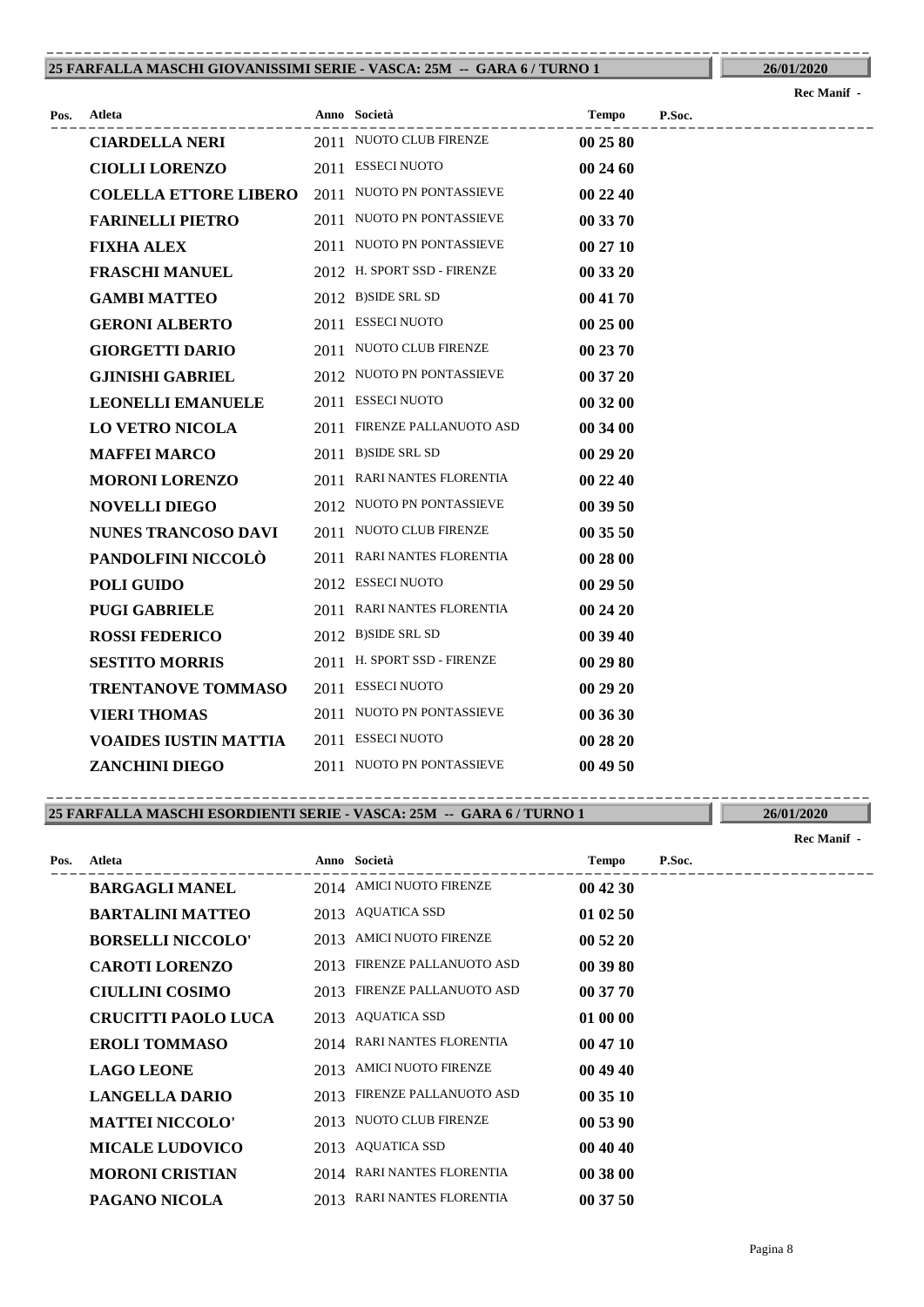## 25 FARFALLA MASCHI GIOVANISSIMI SERIE - VASCA: 25M -- GARA 6 / TURNO 1

26/01/2020

Rec Manif -

| Pos. | Atleta | Anno | Società | Tempo | P.Soc. |
|---|---|---|---|---|---|
| | CIARDELLA NERI | 2011 | NUOTO CLUB FIRENZE | 00 25 80 | |
| | CIOLLI LORENZO | 2011 | ESSECI NUOTO | 00 24 60 | |
| | COLELLA ETTORE LIBERO | 2011 | NUOTO PN PONTASSIEVE | 00 22 40 | |
| | FARINELLI PIETRO | 2011 | NUOTO PN PONTASSIEVE | 00 33 70 | |
| | FIXHA ALEX | 2011 | NUOTO PN PONTASSIEVE | 00 27 10 | |
| | FRASCHI MANUEL | 2012 | H. SPORT SSD - FIRENZE | 00 33 20 | |
| | GAMBI MATTEO | 2012 | B)SIDE SRL SD | 00 41 70 | |
| | GERONI ALBERTO | 2011 | ESSECI NUOTO | 00 25 00 | |
| | GIORGETTI DARIO | 2011 | NUOTO CLUB FIRENZE | 00 23 70 | |
| | GJINISHI GABRIEL | 2012 | NUOTO PN PONTASSIEVE | 00 37 20 | |
| | LEONELLI EMANUELE | 2011 | ESSECI NUOTO | 00 32 00 | |
| | LO VETRO NICOLA | 2011 | FIRENZE PALLANUOTO ASD | 00 34 00 | |
| | MAFFEI MARCO | 2011 | B)SIDE SRL SD | 00 29 20 | |
| | MORONI LORENZO | 2011 | RARI NANTES FLORENTIA | 00 22 40 | |
| | NOVELLI DIEGO | 2012 | NUOTO PN PONTASSIEVE | 00 39 50 | |
| | NUNES TRANCOSO DAVI | 2011 | NUOTO CLUB FIRENZE | 00 35 50 | |
| | PANDOLFINI NICCOLÒ | 2011 | RARI NANTES FLORENTIA | 00 28 00 | |
| | POLI GUIDO | 2012 | ESSECI NUOTO | 00 29 50 | |
| | PUGI GABRIELE | 2011 | RARI NANTES FLORENTIA | 00 24 20 | |
| | ROSSI FEDERICO | 2012 | B)SIDE SRL SD | 00 39 40 | |
| | SESTITO MORRIS | 2011 | H. SPORT SSD - FIRENZE | 00 29 80 | |
| | TRENTANOVE TOMMASO | 2011 | ESSECI NUOTO | 00 29 20 | |
| | VIERI THOMAS | 2011 | NUOTO PN PONTASSIEVE | 00 36 30 | |
| | VOAIDES IUSTIN MATTIA | 2011 | ESSECI NUOTO | 00 28 20 | |
| | ZANCHINI DIEGO | 2011 | NUOTO PN PONTASSIEVE | 00 49 50 | |

## 25 FARFALLA MASCHI ESORDIENTI SERIE - VASCA: 25M -- GARA 6 / TURNO 1

26/01/2020

Rec Manif -

| Pos. | Atleta | Anno | Società | Tempo | P.Soc. |
|---|---|---|---|---|---|
| | BARGAGLI MANEL | 2014 | AMICI NUOTO FIRENZE | 00 42 30 | |
| | BARTALINI MATTEO | 2013 | AQUATICA SSD | 01 02 50 | |
| | BORSELLI NICCOLO' | 2013 | AMICI NUOTO FIRENZE | 00 52 20 | |
| | CAROTI LORENZO | 2013 | FIRENZE PALLANUOTO ASD | 00 39 80 | |
| | CIULLINI COSIMO | 2013 | FIRENZE PALLANUOTO ASD | 00 37 70 | |
| | CRUCITTI PAOLO LUCA | 2013 | AQUATICA SSD | 01 00 00 | |
| | EROLI TOMMASO | 2014 | RARI NANTES FLORENTIA | 00 47 10 | |
| | LAGO LEONE | 2013 | AMICI NUOTO FIRENZE | 00 49 40 | |
| | LANGELLA DARIO | 2013 | FIRENZE PALLANUOTO ASD | 00 35 10 | |
| | MATTEI NICCOLO' | 2013 | NUOTO CLUB FIRENZE | 00 53 90 | |
| | MICALE LUDOVICO | 2013 | AQUATICA SSD | 00 40 40 | |
| | MORONI CRISTIAN | 2014 | RARI NANTES FLORENTIA | 00 38 00 | |
| | PAGANO NICOLA | 2013 | RARI NANTES FLORENTIA | 00 37 50 | |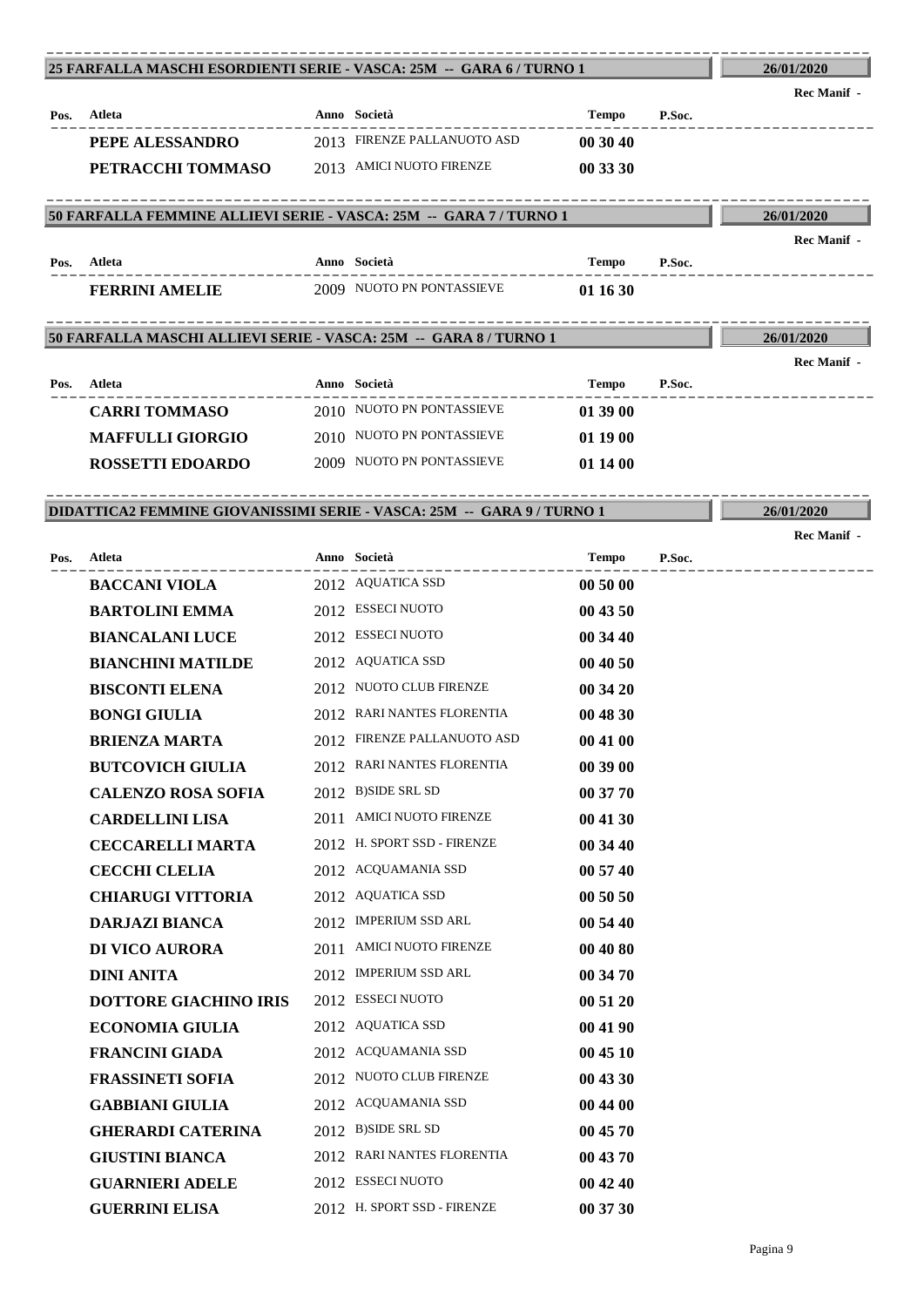## 25 FARFALLA MASCHI ESORDIENTI SERIE - VASCA: 25M -- GARA 6 / TURNO 1

26/01/2020

Rec Manif -

| Pos. | Atleta | Anno | Società | Tempo | P.Soc. |
|---|---|---|---|---|---|
| | **PEPE ALESSANDRO** | 2013 | FIRENZE PALLANUOTO ASD | **00 30 40** | |
| | **PETRACCHI TOMMASO** | 2013 | AMICI NUOTO FIRENZE | **00 33 30** | |

## 50 FARFALLA FEMMINE ALLIEVI SERIE - VASCA: 25M -- GARA 7 / TURNO 1

26/01/2020

Rec Manif -

| Pos. | Atleta | Anno | Società | Tempo | P.Soc. |
|---|---|---|---|---|---|
| | **FERRINI AMELIE** | 2009 | NUOTO PN PONTASSIEVE | **01 16 30** | |

## 50 FARFALLA MASCHI ALLIEVI SERIE - VASCA: 25M -- GARA 8 / TURNO 1

26/01/2020

Rec Manif -

| Pos. | Atleta | Anno | Società | Tempo | P.Soc. |
|---|---|---|---|---|---|
| | **CARRI TOMMASO** | 2010 | NUOTO PN PONTASSIEVE | **01 39 00** | |
| | **MAFFULLI GIORGIO** | 2010 | NUOTO PN PONTASSIEVE | **01 19 00** | |
| | **ROSSETTI EDOARDO** | 2009 | NUOTO PN PONTASSIEVE | **01 14 00** | |

## DIDATTICA2 FEMMINE GIOVANISSIMI SERIE - VASCA: 25M -- GARA 9 / TURNO 1

26/01/2020

Rec Manif -

| Pos. | Atleta | Anno | Società | Tempo | P.Soc. |
|---|---|---|---|---|---|
| | **BACCANI VIOLA** | 2012 | AQUATICA SSD | **00 50 00** | |
| | **BARTOLINI EMMA** | 2012 | ESSECI NUOTO | **00 43 50** | |
| | **BIANCALANI LUCE** | 2012 | ESSECI NUOTO | **00 34 40** | |
| | **BIANCHINI MATILDE** | 2012 | AQUATICA SSD | **00 40 50** | |
| | **BISCONTI ELENA** | 2012 | NUOTO CLUB FIRENZE | **00 34 20** | |
| | **BONGI GIULIA** | 2012 | RARI NANTES FLORENTIA | **00 48 30** | |
| | **BRIENZA MARTA** | 2012 | FIRENZE PALLANUOTO ASD | **00 41 00** | |
| | **BUTCOVICH GIULIA** | 2012 | RARI NANTES FLORENTIA | **00 39 00** | |
| | **CALENZO ROSA SOFIA** | 2012 | B)SIDE SRL SD | **00 37 70** | |
| | **CARDELLINI LISA** | 2011 | AMICI NUOTO FIRENZE | **00 41 30** | |
| | **CECCARELLI MARTA** | 2012 | H. SPORT SSD - FIRENZE | **00 34 40** | |
| | **CECCHI CLELIA** | 2012 | ACQUAMANIA SSD | **00 57 40** | |
| | **CHIARUGI VITTORIA** | 2012 | AQUATICA SSD | **00 50 50** | |
| | **DARJAZI BIANCA** | 2012 | IMPERIUM SSD ARL | **00 54 40** | |
| | **DI VICO AURORA** | 2011 | AMICI NUOTO FIRENZE | **00 40 80** | |
| | **DINI ANITA** | 2012 | IMPERIUM SSD ARL | **00 34 70** | |
| | **DOTTORE GIACHINO IRIS** | 2012 | ESSECI NUOTO | **00 51 20** | |
| | **ECONOMIA GIULIA** | 2012 | AQUATICA SSD | **00 41 90** | |
| | **FRANCINI GIADA** | 2012 | ACQUAMANIA SSD | **00 45 10** | |
| | **FRASSINETI SOFIA** | 2012 | NUOTO CLUB FIRENZE | **00 43 30** | |
| | **GABBIANI GIULIA** | 2012 | ACQUAMANIA SSD | **00 44 00** | |
| | **GHERARDI CATERINA** | 2012 | B)SIDE SRL SD | **00 45 70** | |
| | **GIUSTINI BIANCA** | 2012 | RARI NANTES FLORENTIA | **00 43 70** | |
| | **GUARNIERI ADELE** | 2012 | ESSECI NUOTO | **00 42 40** | |
| | **GUERRINI ELISA** | 2012 | H. SPORT SSD - FIRENZE | **00 37 30** | |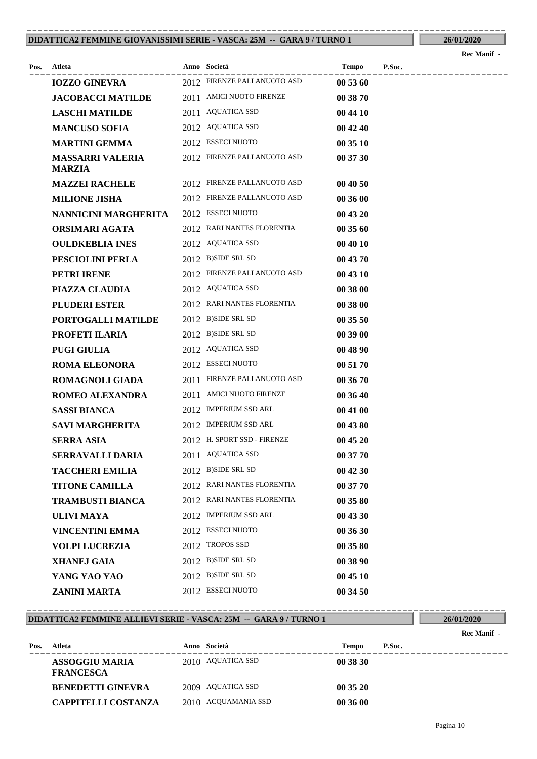**DIDATTICA2 FEMMINE GIOVANISSIMI SERIE - VASCA: 25M -- GARA 9 / TURNO 1** | **26/01/2020**

**Rec Manif -**

| Pos. | Atleta | Anno | Società | Tempo | P.Soc. |
|---|---|---|---|---|---|
| | **IOZZO GINEVRA** | 2012 | FIRENZE PALLANUOTO ASD | **00 53 60** | |
| | **JACOBACCI MATILDE** | 2011 | AMICI NUOTO FIRENZE | **00 38 70** | |
| | **LASCHI MATILDE** | 2011 | AQUATICA SSD | **00 44 10** | |
| | **MANCUSO SOFIA** | 2012 | AQUATICA SSD | **00 42 40** | |
| | **MARTINI GEMMA** | 2012 | ESSECI NUOTO | **00 35 10** | |
| | **MASSARRI VALERIA MARZIA** | 2012 | FIRENZE PALLANUOTO ASD | **00 37 30** | |
| | **MAZZEI RACHELE** | 2012 | FIRENZE PALLANUOTO ASD | **00 40 50** | |
| | **MILIONE JISHA** | 2012 | FIRENZE PALLANUOTO ASD | **00 36 00** | |
| | **NANNICINI MARGHERITA** | 2012 | ESSECI NUOTO | **00 43 20** | |
| | **ORSIMARI AGATA** | 2012 | RARI NANTES FLORENTIA | **00 35 60** | |
| | **OULDKEBLIA INES** | 2012 | AQUATICA SSD | **00 40 10** | |
| | **PESCIOLINI PERLA** | 2012 | B)SIDE SRL SD | **00 43 70** | |
| | **PETRI IRENE** | 2012 | FIRENZE PALLANUOTO ASD | **00 43 10** | |
| | **PIAZZA CLAUDIA** | 2012 | AQUATICA SSD | **00 38 00** | |
| | **PLUDERI ESTER** | 2012 | RARI NANTES FLORENTIA | **00 38 00** | |
| | **PORTOGALLI MATILDE** | 2012 | B)SIDE SRL SD | **00 35 50** | |
| | **PROFETI ILARIA** | 2012 | B)SIDE SRL SD | **00 39 00** | |
| | **PUGI GIULIA** | 2012 | AQUATICA SSD | **00 48 90** | |
| | **ROMA ELEONORA** | 2012 | ESSECI NUOTO | **00 51 70** | |
| | **ROMAGNOLI GIADA** | 2011 | FIRENZE PALLANUOTO ASD | **00 36 70** | |
| | **ROMEO ALEXANDRA** | 2011 | AMICI NUOTO FIRENZE | **00 36 40** | |
| | **SASSI BIANCA** | 2012 | IMPERIUM SSD ARL | **00 41 00** | |
| | **SAVI MARGHERITA** | 2012 | IMPERIUM SSD ARL | **00 43 80** | |
| | **SERRA ASIA** | 2012 | H. SPORT SSD - FIRENZE | **00 45 20** | |
| | **SERRAVALLI DARIA** | 2011 | AQUATICA SSD | **00 37 70** | |
| | **TACCHERI EMILIA** | 2012 | B)SIDE SRL SD | **00 42 30** | |
| | **TITONE CAMILLA** | 2012 | RARI NANTES FLORENTIA | **00 37 70** | |
| | **TRAMBUSTI BIANCA** | 2012 | RARI NANTES FLORENTIA | **00 35 80** | |
| | **ULIVI MAYA** | 2012 | IMPERIUM SSD ARL | **00 43 30** | |
| | **VINCENTINI EMMA** | 2012 | ESSECI NUOTO | **00 36 30** | |
| | **VOLPI LUCREZIA** | 2012 | TROPOS SSD | **00 35 80** | |
| | **XHANEJ GAIA** | 2012 | B)SIDE SRL SD | **00 38 90** | |
| | **YANG YAO YAO** | 2012 | B)SIDE SRL SD | **00 45 10** | |
| | **ZANINI MARTA** | 2012 | ESSECI NUOTO | **00 34 50** | |

**DIDATTICA2 FEMMINE ALLIEVI SERIE - VASCA: 25M -- GARA 9 / TURNO 1** | **26/01/2020**

**Rec Manif -**

| Pos. | Atleta | Anno | Società | Tempo | P.Soc. |
|---|---|---|---|---|---|
| | **ASSOGGIU MARIA FRANCESCA** | 2010 | AQUATICA SSD | **00 38 30** | |
| | **BENEDETTI GINEVRA** | 2009 | AQUATICA SSD | **00 35 20** | |
| | **CAPPITELLI COSTANZA** | 2010 | ACQUAMANIA SSD | **00 36 00** | |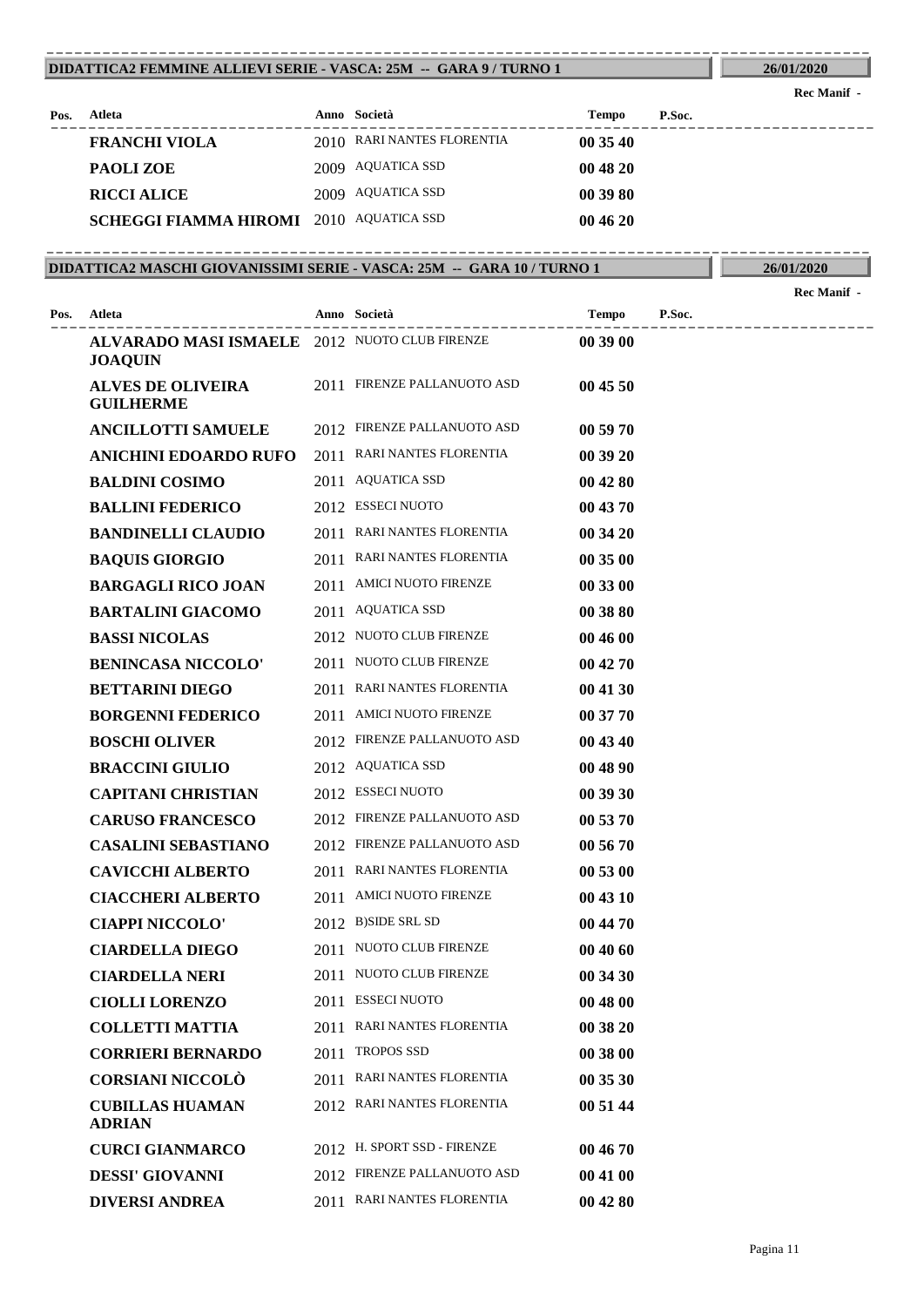## DIDATTICA2 FEMMINE ALLIEVI SERIE - VASCA: 25M -- GARA 9 / TURNO 1

**26/01/2020**

**Rec Manif -**

| Pos. | Atleta | Anno | Società | Tempo | P.Soc. |
|---|---|---|---|---|---|
| | **FRANCHI VIOLA** | 2010 | RARI NANTES FLORENTIA | **00 35 40** | |
| | **PAOLI ZOE** | 2009 | AQUATICA SSD | **00 48 20** | |
| | **RICCI ALICE** | 2009 | AQUATICA SSD | **00 39 80** | |
| | **SCHEGGI FIAMMA HIROMI** | 2010 | AQUATICA SSD | **00 46 20** | |

## DIDATTICA2 MASCHI GIOVANISSIMI SERIE - VASCA: 25M -- GARA 10 / TURNO 1

**26/01/2020**

**Rec Manif -**

| Pos. | Atleta | Anno | Società | Tempo | P.Soc. |
|---|---|---|---|---|---|
| | **ALVARADO MASI ISMAELE JOAQUIN** | 2012 | NUOTO CLUB FIRENZE | **00 39 00** | |
| | **ALVES DE OLIVEIRA GUILHERME** | 2011 | FIRENZE PALLANUOTO ASD | **00 45 50** | |
| | **ANCILLOTTI SAMUELE** | 2012 | FIRENZE PALLANUOTO ASD | **00 59 70** | |
| | **ANICHINI EDOARDO RUFO** | 2011 | RARI NANTES FLORENTIA | **00 39 20** | |
| | **BALDINI COSIMO** | 2011 | AQUATICA SSD | **00 42 80** | |
| | **BALLINI FEDERICO** | 2012 | ESSECI NUOTO | **00 43 70** | |
| | **BANDINELLI CLAUDIO** | 2011 | RARI NANTES FLORENTIA | **00 34 20** | |
| | **BAQUIS GIORGIO** | 2011 | RARI NANTES FLORENTIA | **00 35 00** | |
| | **BARGAGLI RICO JOAN** | 2011 | AMICI NUOTO FIRENZE | **00 33 00** | |
| | **BARTALINI GIACOMO** | 2011 | AQUATICA SSD | **00 38 80** | |
| | **BASSI NICOLAS** | 2012 | NUOTO CLUB FIRENZE | **00 46 00** | |
| | **BENINCASA NICCOLO'** | 2011 | NUOTO CLUB FIRENZE | **00 42 70** | |
| | **BETTARINI DIEGO** | 2011 | RARI NANTES FLORENTIA | **00 41 30** | |
| | **BORGENNI FEDERICO** | 2011 | AMICI NUOTO FIRENZE | **00 37 70** | |
| | **BOSCHI OLIVER** | 2012 | FIRENZE PALLANUOTO ASD | **00 43 40** | |
| | **BRACCINI GIULIO** | 2012 | AQUATICA SSD | **00 48 90** | |
| | **CAPITANI CHRISTIAN** | 2012 | ESSECI NUOTO | **00 39 30** | |
| | **CARUSO FRANCESCO** | 2012 | FIRENZE PALLANUOTO ASD | **00 53 70** | |
| | **CASALINI SEBASTIANO** | 2012 | FIRENZE PALLANUOTO ASD | **00 56 70** | |
| | **CAVICCHI ALBERTO** | 2011 | RARI NANTES FLORENTIA | **00 53 00** | |
| | **CIACCHERI ALBERTO** | 2011 | AMICI NUOTO FIRENZE | **00 43 10** | |
| | **CIAPPI NICCOLO'** | 2012 | B)SIDE SRL SD | **00 44 70** | |
| | **CIARDELLA DIEGO** | 2011 | NUOTO CLUB FIRENZE | **00 40 60** | |
| | **CIARDELLA NERI** | 2011 | NUOTO CLUB FIRENZE | **00 34 30** | |
| | **CIOLLI LORENZO** | 2011 | ESSECI NUOTO | **00 48 00** | |
| | **COLLETTI MATTIA** | 2011 | RARI NANTES FLORENTIA | **00 38 20** | |
| | **CORRIERI BERNARDO** | 2011 | TROPOS SSD | **00 38 00** | |
| | **CORSIANI NICCOLÒ** | 2011 | RARI NANTES FLORENTIA | **00 35 30** | |
| | **CUBILLAS HUAMAN ADRIAN** | 2012 | RARI NANTES FLORENTIA | **00 51 44** | |
| | **CURCI GIANMARCO** | 2012 | H. SPORT SSD - FIRENZE | **00 46 70** | |
| | **DESSI' GIOVANNI** | 2012 | FIRENZE PALLANUOTO ASD | **00 41 00** | |
| | **DIVERSI ANDREA** | 2011 | RARI NANTES FLORENTIA | **00 42 80** | |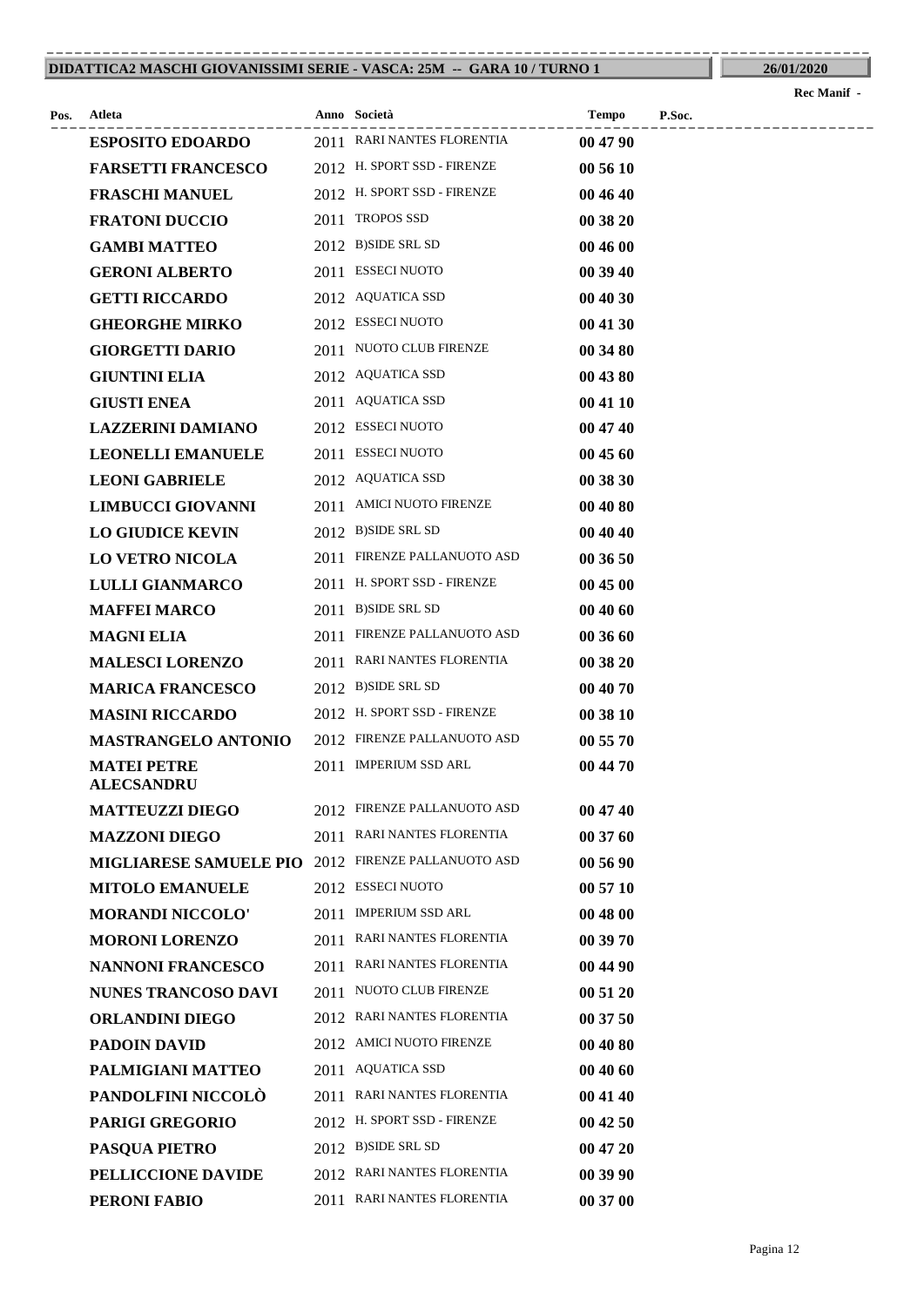**DIDATTICA2 MASCHI GIOVANISSIMI SERIE - VASCA: 25M -- GARA 10 / TURNO 1** **26/01/2020**

Rec Manif -

| Pos. | Atleta | Anno | Società | Tempo | P.Soc. |
|---|---|---|---|---|---|
| | **ESPOSITO EDOARDO** | 2011 | RARI NANTES FLORENTIA | **00 47 90** | |
| | **FARSETTI FRANCESCO** | 2012 | H. SPORT SSD - FIRENZE | **00 56 10** | |
| | **FRASCHI MANUEL** | 2012 | H. SPORT SSD - FIRENZE | **00 46 40** | |
| | **FRATONI DUCCIO** | 2011 | TROPOS SSD | **00 38 20** | |
| | **GAMBI MATTEO** | 2012 | B)SIDE SRL SD | **00 46 00** | |
| | **GERONI ALBERTO** | 2011 | ESSECI NUOTO | **00 39 40** | |
| | **GETTI RICCARDO** | 2012 | AQUATICA SSD | **00 40 30** | |
| | **GHEORGHE MIRKO** | 2012 | ESSECI NUOTO | **00 41 30** | |
| | **GIORGETTI DARIO** | 2011 | NUOTO CLUB FIRENZE | **00 34 80** | |
| | **GIUNTINI ELIA** | 2012 | AQUATICA SSD | **00 43 80** | |
| | **GIUSTI ENEA** | 2011 | AQUATICA SSD | **00 41 10** | |
| | **LAZZERINI DAMIANO** | 2012 | ESSECI NUOTO | **00 47 40** | |
| | **LEONELLI EMANUELE** | 2011 | ESSECI NUOTO | **00 45 60** | |
| | **LEONI GABRIELE** | 2012 | AQUATICA SSD | **00 38 30** | |
| | **LIMBUCCI GIOVANNI** | 2011 | AMICI NUOTO FIRENZE | **00 40 80** | |
| | **LO GIUDICE KEVIN** | 2012 | B)SIDE SRL SD | **00 40 40** | |
| | **LO VETRO NICOLA** | 2011 | FIRENZE PALLANUOTO ASD | **00 36 50** | |
| | **LULLI GIANMARCO** | 2011 | H. SPORT SSD - FIRENZE | **00 45 00** | |
| | **MAFFEI MARCO** | 2011 | B)SIDE SRL SD | **00 40 60** | |
| | **MAGNI ELIA** | 2011 | FIRENZE PALLANUOTO ASD | **00 36 60** | |
| | **MALESCI LORENZO** | 2011 | RARI NANTES FLORENTIA | **00 38 20** | |
| | **MARICA FRANCESCO** | 2012 | B)SIDE SRL SD | **00 40 70** | |
| | **MASINI RICCARDO** | 2012 | H. SPORT SSD - FIRENZE | **00 38 10** | |
| | **MASTRANGELO ANTONIO** | 2012 | FIRENZE PALLANUOTO ASD | **00 55 70** | |
| | **MATEI PETRE ALECSANDRU** | 2011 | IMPERIUM SSD ARL | **00 44 70** | |
| | **MATTEUZZI DIEGO** | 2012 | FIRENZE PALLANUOTO ASD | **00 47 40** | |
| | **MAZZONI DIEGO** | 2011 | RARI NANTES FLORENTIA | **00 37 60** | |
| | **MIGLIARESE SAMUELE PIO** | 2012 | FIRENZE PALLANUOTO ASD | **00 56 90** | |
| | **MITOLO EMANUELE** | 2012 | ESSECI NUOTO | **00 57 10** | |
| | **MORANDI NICCOLO'** | 2011 | IMPERIUM SSD ARL | **00 48 00** | |
| | **MORONI LORENZO** | 2011 | RARI NANTES FLORENTIA | **00 39 70** | |
| | **NANNONI FRANCESCO** | 2011 | RARI NANTES FLORENTIA | **00 44 90** | |
| | **NUNES TRANCOSO DAVI** | 2011 | NUOTO CLUB FIRENZE | **00 51 20** | |
| | **ORLANDINI DIEGO** | 2012 | RARI NANTES FLORENTIA | **00 37 50** | |
| | **PADOIN DAVID** | 2012 | AMICI NUOTO FIRENZE | **00 40 80** | |
| | **PALMIGIANI MATTEO** | 2011 | AQUATICA SSD | **00 40 60** | |
| | **PANDOLFINI NICCOLÒ** | 2011 | RARI NANTES FLORENTIA | **00 41 40** | |
| | **PARIGI GREGORIO** | 2012 | H. SPORT SSD - FIRENZE | **00 42 50** | |
| | **PASQUA PIETRO** | 2012 | B)SIDE SRL SD | **00 47 20** | |
| | **PELLICCIONE DAVIDE** | 2012 | RARI NANTES FLORENTIA | **00 39 90** | |
| | **PERONI FABIO** | 2011 | RARI NANTES FLORENTIA | **00 37 00** | |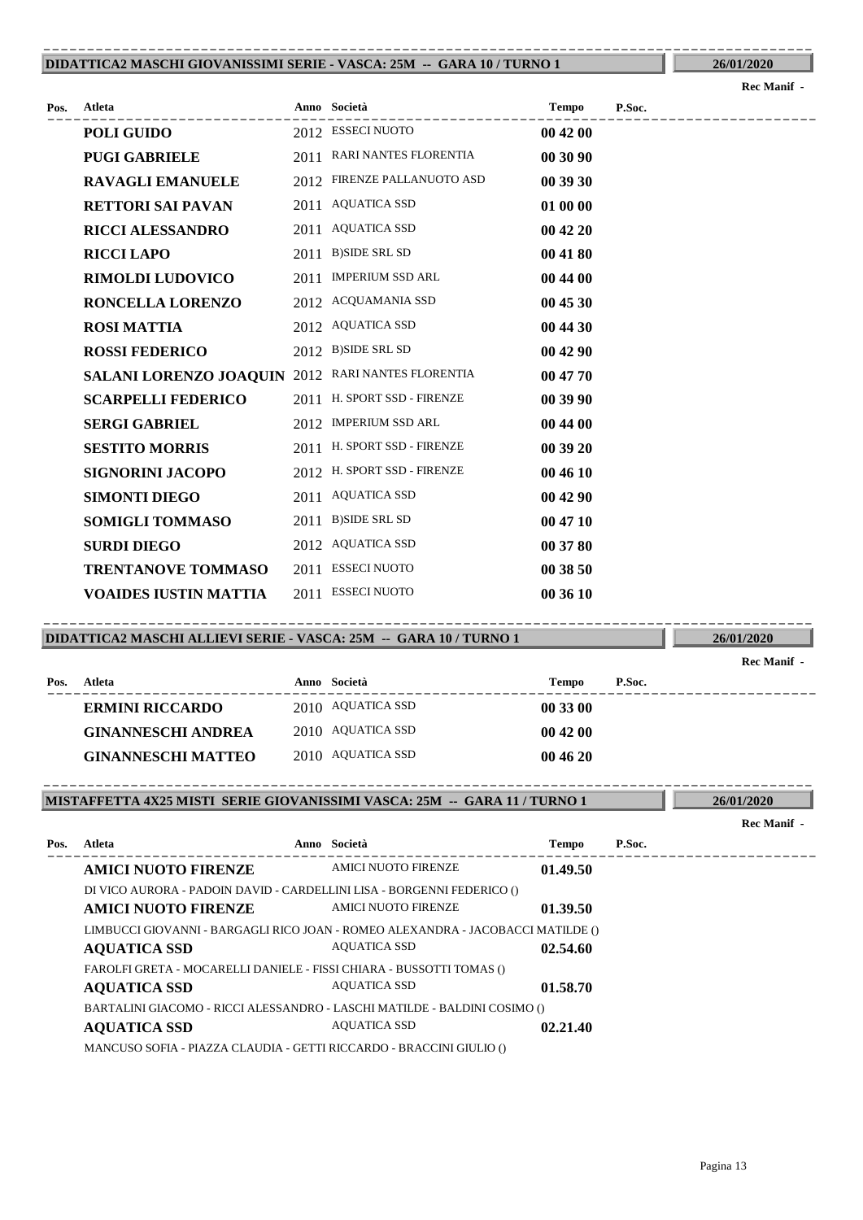## DIDATTICA2 MASCHI GIOVANISSIMI SERIE - VASCA: 25M -- GARA 10 / TURNO 1

**26/01/2020**

**Rec Manif -**

| Pos. | Atleta | Anno | Società | Tempo | P.Soc. |
|---|---|---|---|---|---|
| | **POLI GUIDO** | 2012 | ESSECI NUOTO | **00 42 00** | |
| | **PUGI GABRIELE** | 2011 | RARI NANTES FLORENTIA | **00 30 90** | |
| | **RAVAGLI EMANUELE** | 2012 | FIRENZE PALLANUOTO ASD | **00 39 30** | |
| | **RETTORI SAI PAVAN** | 2011 | AQUATICA SSD | **01 00 00** | |
| | **RICCI ALESSANDRO** | 2011 | AQUATICA SSD | **00 42 20** | |
| | **RICCI LAPO** | 2011 | B)SIDE SRL SD | **00 41 80** | |
| | **RIMOLDI LUDOVICO** | 2011 | IMPERIUM SSD ARL | **00 44 00** | |
| | **RONCELLA LORENZO** | 2012 | ACQUAMANIA SSD | **00 45 30** | |
| | **ROSI MATTIA** | 2012 | AQUATICA SSD | **00 44 30** | |
| | **ROSSI FEDERICO** | 2012 | B)SIDE SRL SD | **00 42 90** | |
| | **SALANI LORENZO JOAQUIN** | 2012 | RARI NANTES FLORENTIA | **00 47 70** | |
| | **SCARPELLI FEDERICO** | 2011 | H. SPORT SSD - FIRENZE | **00 39 90** | |
| | **SERGI GABRIEL** | 2012 | IMPERIUM SSD ARL | **00 44 00** | |
| | **SESTITO MORRIS** | 2011 | H. SPORT SSD - FIRENZE | **00 39 20** | |
| | **SIGNORINI JACOPO** | 2012 | H. SPORT SSD - FIRENZE | **00 46 10** | |
| | **SIMONTI DIEGO** | 2011 | AQUATICA SSD | **00 42 90** | |
| | **SOMIGLI TOMMASO** | 2011 | B)SIDE SRL SD | **00 47 10** | |
| | **SURDI DIEGO** | 2012 | AQUATICA SSD | **00 37 80** | |
| | **TRENTANOVE TOMMASO** | 2011 | ESSECI NUOTO | **00 38 50** | |
| | **VOAIDES IUSTIN MATTIA** | 2011 | ESSECI NUOTO | **00 36 10** | |

## DIDATTICA2 MASCHI ALLIEVI SERIE - VASCA: 25M -- GARA 10 / TURNO 1

**26/01/2020**

**Rec Manif -**

| Pos. | Atleta | Anno | Società | Tempo | P.Soc. |
|---|---|---|---|---|---|
| | **ERMINI RICCARDO** | 2010 | AQUATICA SSD | **00 33 00** | |
| | **GINANNESCHI ANDREA** | 2010 | AQUATICA SSD | **00 42 00** | |
| | **GINANNESCHI MATTEO** | 2010 | AQUATICA SSD | **00 46 20** | |

## MISTAFFETTA 4X25 MISTI SERIE GIOVANISSIMI VASCA: 25M -- GARA 11 / TURNO 1

**26/01/2020**

**Rec Manif -**

| Pos. | Atleta | Anno | Società | Tempo | P.Soc. |
|---|---|---|---|---|---|
| | **AMICI NUOTO FIRENZE** | | AMICI NUOTO FIRENZE | **01.49.50** | |
| | DI VICO AURORA - PADOIN DAVID - CARDELLINI LISA - BORGENNI FEDERICO () | | | | |
| | **AMICI NUOTO FIRENZE** | | AMICI NUOTO FIRENZE | **01.39.50** | |
| | LIMBUCCI GIOVANNI - BARGAGLI RICO JOAN - ROMEO ALEXANDRA - JACOBACCI MATILDE () | | | | |
| | **AQUATICA SSD** | | AQUATICA SSD | **02.54.60** | |
| | FAROLFI GRETA - MOCARELLI DANIELE - FISSI CHIARA - BUSSOTTI TOMAS () | | | | |
| | **AQUATICA SSD** | | AQUATICA SSD | **01.58.70** | |
| | BARTALINI GIACOMO - RICCI ALESSANDRO - LASCHI MATILDE - BALDINI COSIMO () | | | | |
| | **AQUATICA SSD** | | AQUATICA SSD | **02.21.40** | |
| | MANCUSO SOFIA - PIAZZA CLAUDIA - GETTI RICCARDO - BRACCINI GIULIO () | | | | |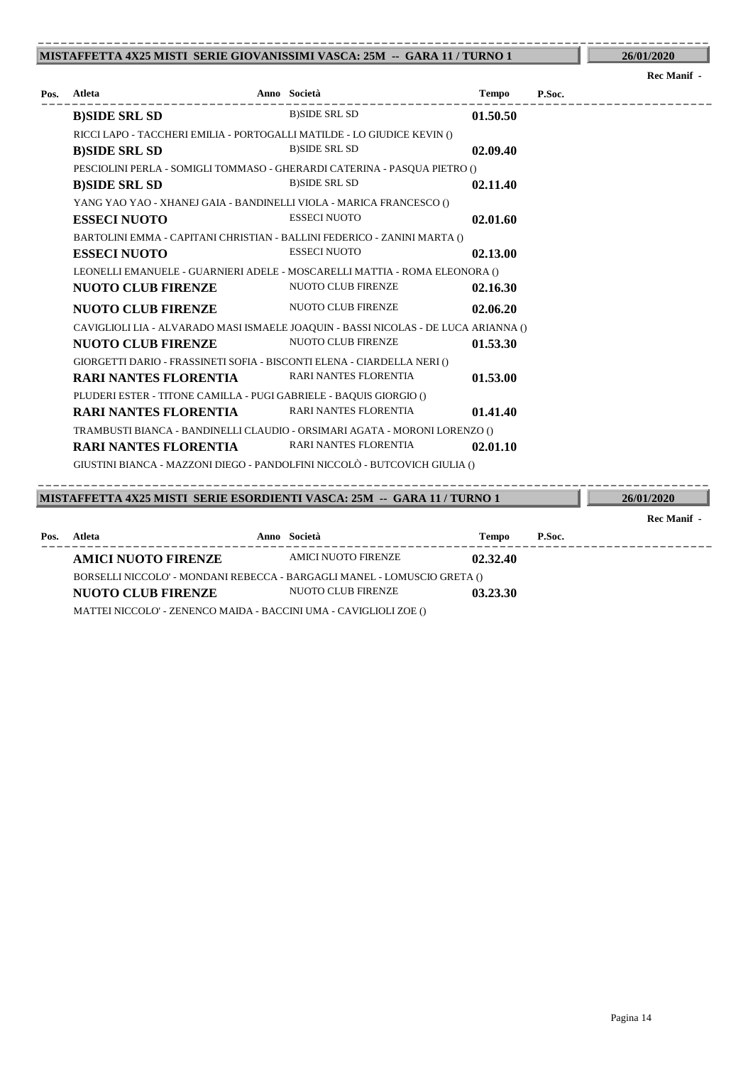## MISTAFFETTA 4X25 MISTI SERIE GIOVANISSIMI VASCA: 25M -- GARA 11 / TURNO 1

26/01/2020

Rec Manif -

| Pos. | Atleta | Anno | Società | Tempo | P.Soc. |
|---|---|---|---|---|---|
| | **B)SIDE SRL SD** | | B)SIDE SRL SD | **01.50.50** | |
| | RICCI LAPO - TACCHERI EMILIA - PORTOGALLI MATILDE - LO GIUDICE KEVIN () | | | | |
| | **B)SIDE SRL SD** | | B)SIDE SRL SD | **02.09.40** | |
| | PESCIOLINI PERLA - SOMIGLI TOMMASO - GHERARDI CATERINA - PASQUA PIETRO () | | | | |
| | **B)SIDE SRL SD** | | B)SIDE SRL SD | **02.11.40** | |
| | YANG YAO YAO - XHANEJ GAIA - BANDINELLI VIOLA - MARICA FRANCESCO () | | | | |
| | **ESSECI NUOTO** | | ESSECI NUOTO | **02.01.60** | |
| | BARTOLINI EMMA - CAPITANI CHRISTIAN - BALLINI FEDERICO - ZANINI MARTA () | | | | |
| | **ESSECI NUOTO** | | ESSECI NUOTO | **02.13.00** | |
| | LEONELLI EMANUELE - GUARNIERI ADELE - MOSCARELLI MATTIA - ROMA ELEONORA () | | | | |
| | **NUOTO CLUB FIRENZE** | | NUOTO CLUB FIRENZE | **02.16.30** | |
| | **NUOTO CLUB FIRENZE** | | NUOTO CLUB FIRENZE | **02.06.20** | |
| | CAVIGLIOLI LIA - ALVARADO MASI ISMAELE JOAQUIN - BASSI NICOLAS - DE LUCA ARIANNA () | | | | |
| | **NUOTO CLUB FIRENZE** | | NUOTO CLUB FIRENZE | **01.53.30** | |
| | GIORGETTI DARIO - FRASSINETI SOFIA - BISCONTI ELENA - CIARDELLA NERI () | | | | |
| | **RARI NANTES FLORENTIA** | | RARI NANTES FLORENTIA | **01.53.00** | |
| | PLUDERI ESTER - TITONE CAMILLA - PUGI GABRIELE - BAQUIS GIORGIO () | | | | |
| | **RARI NANTES FLORENTIA** | | RARI NANTES FLORENTIA | **01.41.40** | |
| | TRAMBUSTI BIANCA - BANDINELLI CLAUDIO - ORSIMARI AGATA - MORONI LORENZO () | | | | |
| | **RARI NANTES FLORENTIA** | | RARI NANTES FLORENTIA | **02.01.10** | |
| | GIUSTINI BIANCA - MAZZONI DIEGO - PANDOLFINI NICCOLÒ - BUTCOVICH GIULIA () | | | | |

## MISTAFFETTA 4X25 MISTI SERIE ESORDIENTI VASCA: 25M -- GARA 11 / TURNO 1

26/01/2020

Rec Manif -

| Pos. | Atleta | Anno | Società | Tempo | P.Soc. |
|---|---|---|---|---|---|
| | **AMICI NUOTO FIRENZE** | | AMICI NUOTO FIRENZE | **02.32.40** | |
| | BORSELLI NICCOLO' - MONDANI REBECCA - BARGAGLI MANEL - LOMUSCIO GRETA () | | | | |
| | **NUOTO CLUB FIRENZE** | | NUOTO CLUB FIRENZE | **03.23.30** | |
| | MATTEI NICCOLO' - ZENENCO MAIDA - BACCINI UMA - CAVIGLIOLI ZOE () | | | | |